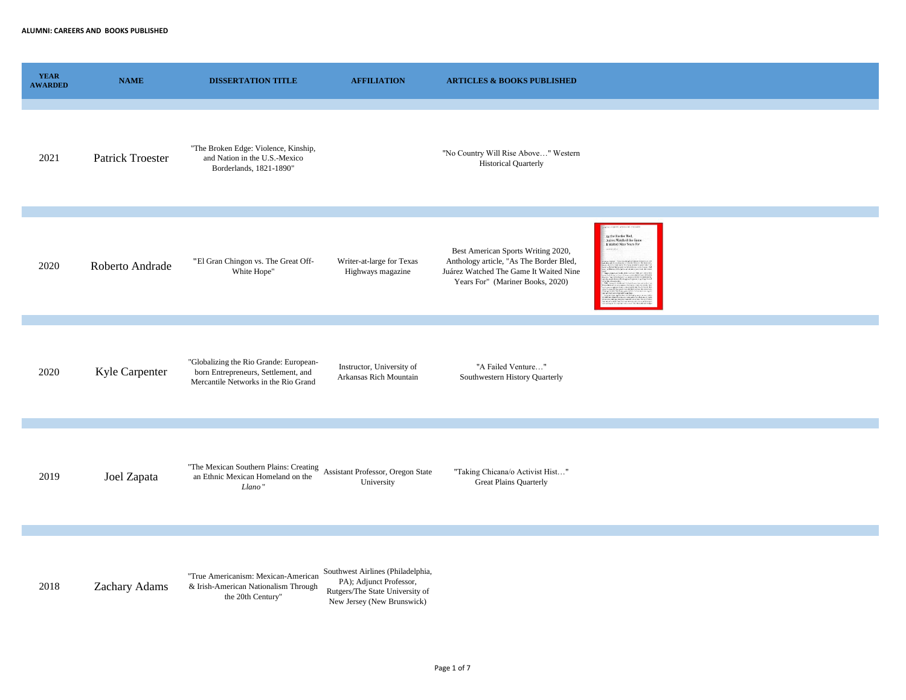**ALUMNI: CAREERS AND BOOKS PUBLISHED**

| YEAR AWARDED | NAME | DISSERTATION TITLE | AFFILIATION | ARTICLES & BOOKS PUBLISHED |
|---|---|---|---|---|
| 2021 | Patrick Troester | "The Broken Edge: Violence, Kinship, and Nation in the U.S.-Mexico Borderlands, 1821-1890" | | "No Country Will Rise Above…" Western Historical Quarterly |
| 2020 | Roberto Andrade | "El Gran Chingon vs. The Great Off-White Hope" | Writer-at-large for Texas Highways magazine | Best American Sports Writing 2020, Anthology article, "As The Border Bled, Juárez Watched The Game It Waited Nine Years For" (Mariner Books, 2020) |
| 2020 | Kyle Carpenter | "Globalizing the Rio Grande: European-born Entrepreneurs, Settlement, and Mercantile Networks in the Rio Grand | Instructor, University of Arkansas Rich Mountain | "A Failed Venture…" Southwestern History Quarterly |
| 2019 | Joel Zapata | "The Mexican Southern Plains: Creating an Ethnic Mexican Homeland on the *Llano*" | Assistant Professor, Oregon State University | "Taking Chicana/o Activist Hist…" Great Plains Quarterly |
| 2018 | Zachary Adams | "True Americanism: Mexican-American & Irish-American Nationalism Through the 20th Century" | Southwest Airlines (Philadelphia, PA); Adjunct Professor, Rutgers/The State University of New Jersey (New Brunswick) | |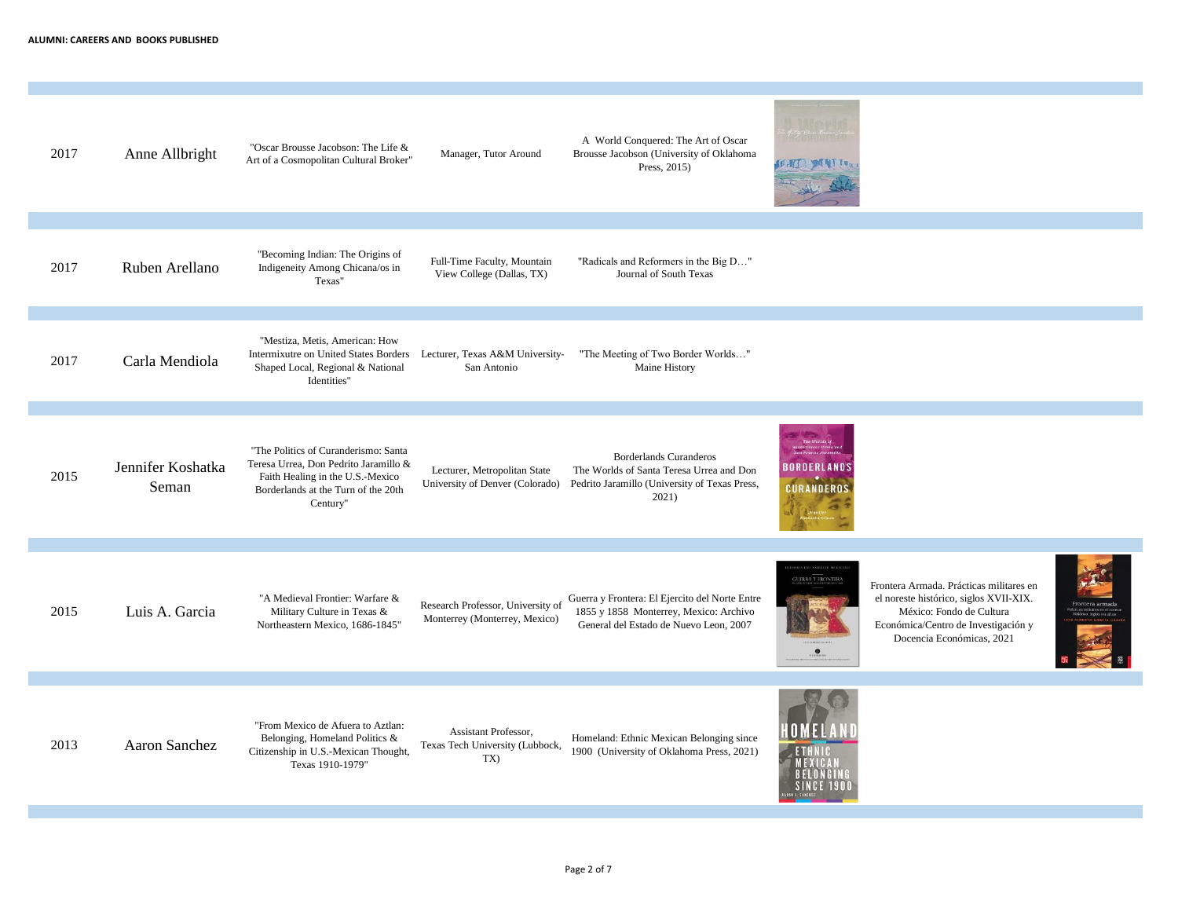**ALUMNI: CAREERS AND BOOKS PUBLISHED**

| Year | Name | Dissertation | Career | Publication | Additional Publication |
|---|---|---|---|---|---|
| 2017 | Anne Allbright | "Oscar Brousse Jacobson: The Life & Art of a Cosmopolitan Cultural Broker" | Manager, Tutor Around | A World Conquered: The Art of Oscar Brousse Jacobson (University of Oklahoma Press, 2015) | |
| 2017 | Ruben Arellano | "Becoming Indian: The Origins of Indigeneity Among Chicana/os in Texas" | Full-Time Faculty, Mountain View College (Dallas, TX) | "Radicals and Reformers in the Big D…" Journal of South Texas | |
| 2017 | Carla Mendiola | "Mestiza, Metis, American: How Intermixutre on United States Borders Shaped Local, Regional & National Identities" | Lecturer, Texas A&M University-San Antonio | "The Meeting of Two Border Worlds…" Maine History | |
| 2015 | Jennifer Koshatka Seman | "The Politics of Curanderismo: Santa Teresa Urrea, Don Pedrito Jaramillo & Faith Healing in the U.S.-Mexico Borderlands at the Turn of the 20th Century" | Lecturer, Metropolitan State University of Denver (Colorado) | Borderlands Curanderos The Worlds of Santa Teresa Urrea and Don Pedrito Jaramillo (University of Texas Press, 2021) | |
| 2015 | Luis A. Garcia | "A Medieval Frontier: Warfare & Military Culture in Texas & Northeastern Mexico, 1686-1845" | Research Professor, University of Monterrey (Monterrey, Mexico) | Guerra y Frontera: El Ejercito del Norte Entre 1855 y 1858 Monterrey, Mexico: Archivo General del Estado de Nuevo Leon, 2007 | Frontera Armada. Prácticas militares en el noreste histórico, siglos XVII-XIX. México: Fondo de Cultura Económica/Centro de Investigación y Docencia Económicas, 2021 |
| 2013 | Aaron Sanchez | "From Mexico de Afuera to Aztlan: Belonging, Homeland Politics & Citizenship in U.S.-Mexican Thought, Texas 1910-1979" | Assistant Professor, Texas Tech University (Lubbock, TX) | Homeland: Ethnic Mexican Belonging since 1900 (University of Oklahoma Press, 2021) | |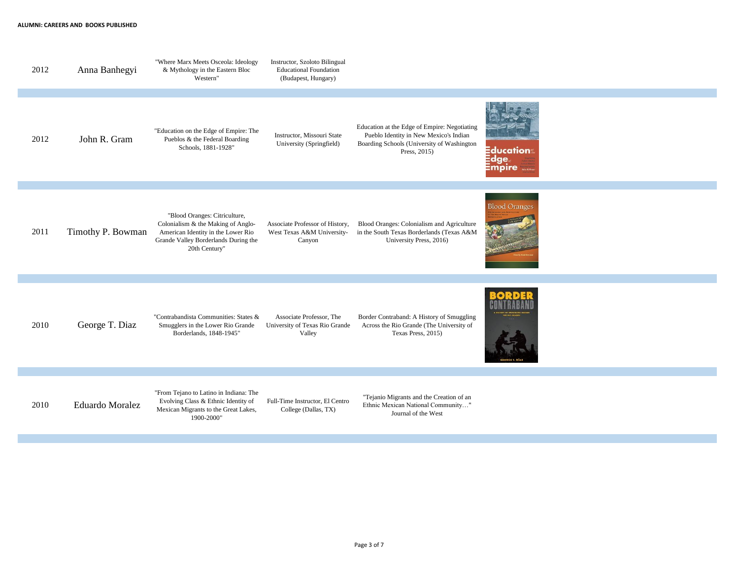**ALUMNI: CAREERS AND BOOKS PUBLISHED**

| Year | Name | Dissertation | Career | Publication |
|---|---|---|---|---|
| 2012 | Anna Banhegyi | "Where Marx Meets Osceola: Ideology & Mythology in the Eastern Bloc Western" | Instructor, Szoloto Bilingual Educational Foundation (Budapest, Hungary) | |
| 2012 | John R. Gram | "Education on the Edge of Empire: The Pueblos & the Federal Boarding Schools, 1881-1928" | Instructor, Missouri State University (Springfield) | Education at the Edge of Empire: Negotiating Pueblo Identity in New Mexico's Indian Boarding Schools (University of Washington Press, 2015) |
| 2011 | Timothy P. Bowman | "Blood Oranges: Citriculture, Colonialism & the Making of Anglo-American Identity in the Lower Rio Grande Valley Borderlands During the 20th Century" | Associate Professor of History, West Texas A&M University-Canyon | Blood Oranges: Colonialism and Agriculture in the South Texas Borderlands (Texas A&M University Press, 2016) |
| 2010 | George T. Diaz | "Contrabandista Communities: States & Smugglers in the Lower Rio Grande Borderlands, 1848-1945" | Associate Professor, The University of Texas Rio Grande Valley | Border Contraband: A History of Smuggling Across the Rio Grande (The University of Texas Press, 2015) |
| 2010 | Eduardo Moralez | "From Tejano to Latino in Indiana: The Evolving Class & Ethnic Identity of Mexican Migrants to the Great Lakes, 1900-2000" | Full-Time Instructor, El Centro College (Dallas, TX) | "Tejanio Migrants and the Creation of an Ethnic Mexican National Community…" Journal of the West |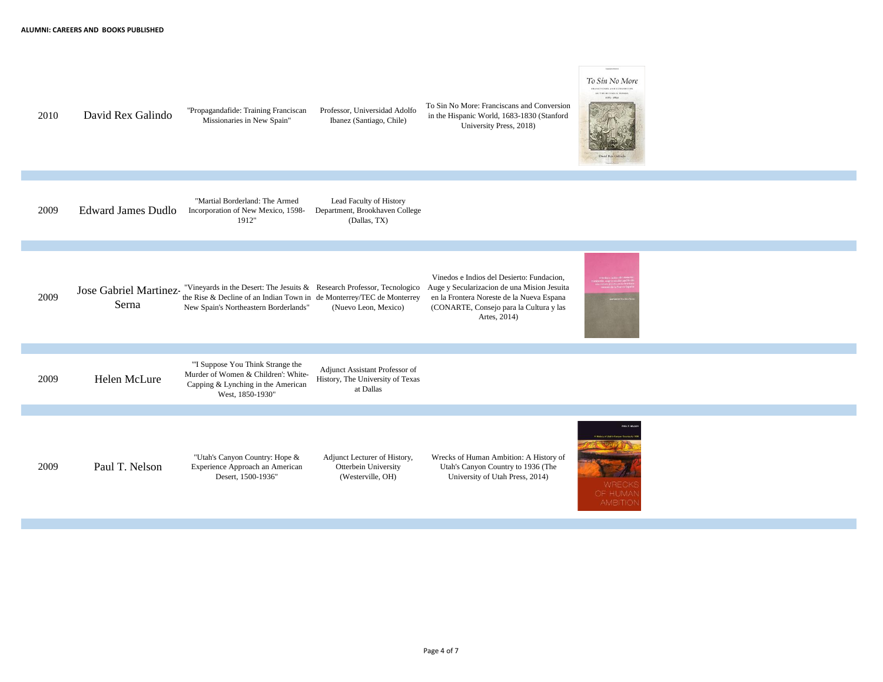**ALUMNI: CAREERS AND BOOKS PUBLISHED**

| Year | Name | Dissertation | Career | Book Published |
|---|---|---|---|---|
| 2010 | David Rex Galindo | "Propagandafide: Training Franciscan Missionaries in New Spain" | Professor, Universidad Adolfo Ibanez (Santiago, Chile) | To Sin No More: Franciscans and Conversion in the Hispanic World, 1683-1830 (Stanford University Press, 2018) |
| 2009 | Edward James Dudlo | "Martial Borderland: The Armed Incorporation of New Mexico, 1598-1912" | Lead Faculty of History Department, Brookhaven College (Dallas, TX) | |
| 2009 | Jose Gabriel Martinez-Serna | "Vineyards in the Desert: The Jesuits & the Rise & Decline of an Indian Town in New Spain's Northeastern Borderlands" | Research Professor, Tecnologico de Monterrey/TEC de Monterrey (Nuevo Leon, Mexico) | Vinedos e Indios del Desierto: Fundacion, Auge y Secularizacion de una Mision Jesuita en la Frontera Noreste de la Nueva Espana (CONARTE, Consejo para la Cultura y las Artes, 2014) |
| 2009 | Helen McLure | "'I Suppose You Think Strange the Murder of Women & Children': White-Capping & Lynching in the American West, 1850-1930" | Adjunct Assistant Professor of History, The University of Texas at Dallas | |
| 2009 | Paul T. Nelson | "Utah's Canyon Country: Hope & Experience Approach an American Desert, 1500-1936" | Adjunct Lecturer of History, Otterbein University (Westerville, OH) | Wrecks of Human Ambition: A History of Utah's Canyon Country to 1936 (The University of Utah Press, 2014) |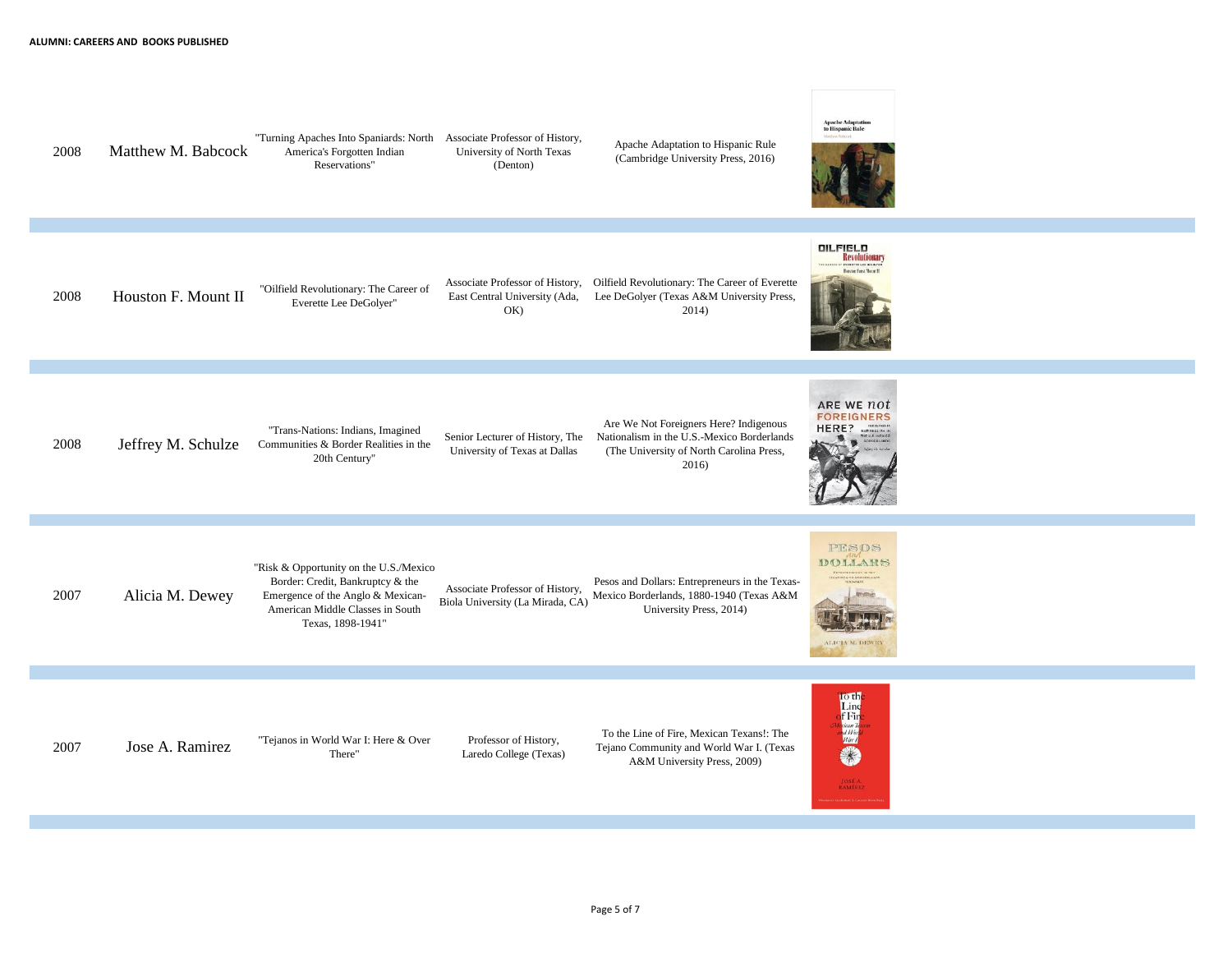**ALUMNI: CAREERS AND BOOKS PUBLISHED**

| Year | Name | Dissertation | Career | Book Published |
|---|---|---|---|---|
| 2008 | Matthew M. Babcock | "Turning Apaches Into Spaniards: North America's Forgotten Indian Reservations" | Associate Professor of History, University of North Texas (Denton) | Apache Adaptation to Hispanic Rule (Cambridge University Press, 2016) |
| 2008 | Houston F. Mount II | "Oilfield Revolutionary: The Career of Everette Lee DeGolyer" | Associate Professor of History, East Central University (Ada, OK) | Oilfield Revolutionary: The Career of Everette Lee DeGolyer (Texas A&M University Press, 2014) |
| 2008 | Jeffrey M. Schulze | "Trans-Nations: Indians, Imagined Communities & Border Realities in the 20th Century" | Senior Lecturer of History, The University of Texas at Dallas | Are We Not Foreigners Here? Indigenous Nationalism in the U.S.-Mexico Borderlands (The University of North Carolina Press, 2016) |
| 2007 | Alicia M. Dewey | "Risk & Opportunity on the U.S./Mexico Border: Credit, Bankruptcy & the Emergence of the Anglo & Mexican-American Middle Classes in South Texas, 1898-1941" | Associate Professor of History, Biola University (La Mirada, CA) | Pesos and Dollars: Entrepreneurs in the Texas-Mexico Borderlands, 1880-1940 (Texas A&M University Press, 2014) |
| 2007 | Jose A. Ramirez | "Tejanos in World War I: Here & Over There" | Professor of History, Laredo College (Texas) | To the Line of Fire, Mexican Texans!: The Tejano Community and World War I. (Texas A&M University Press, 2009) |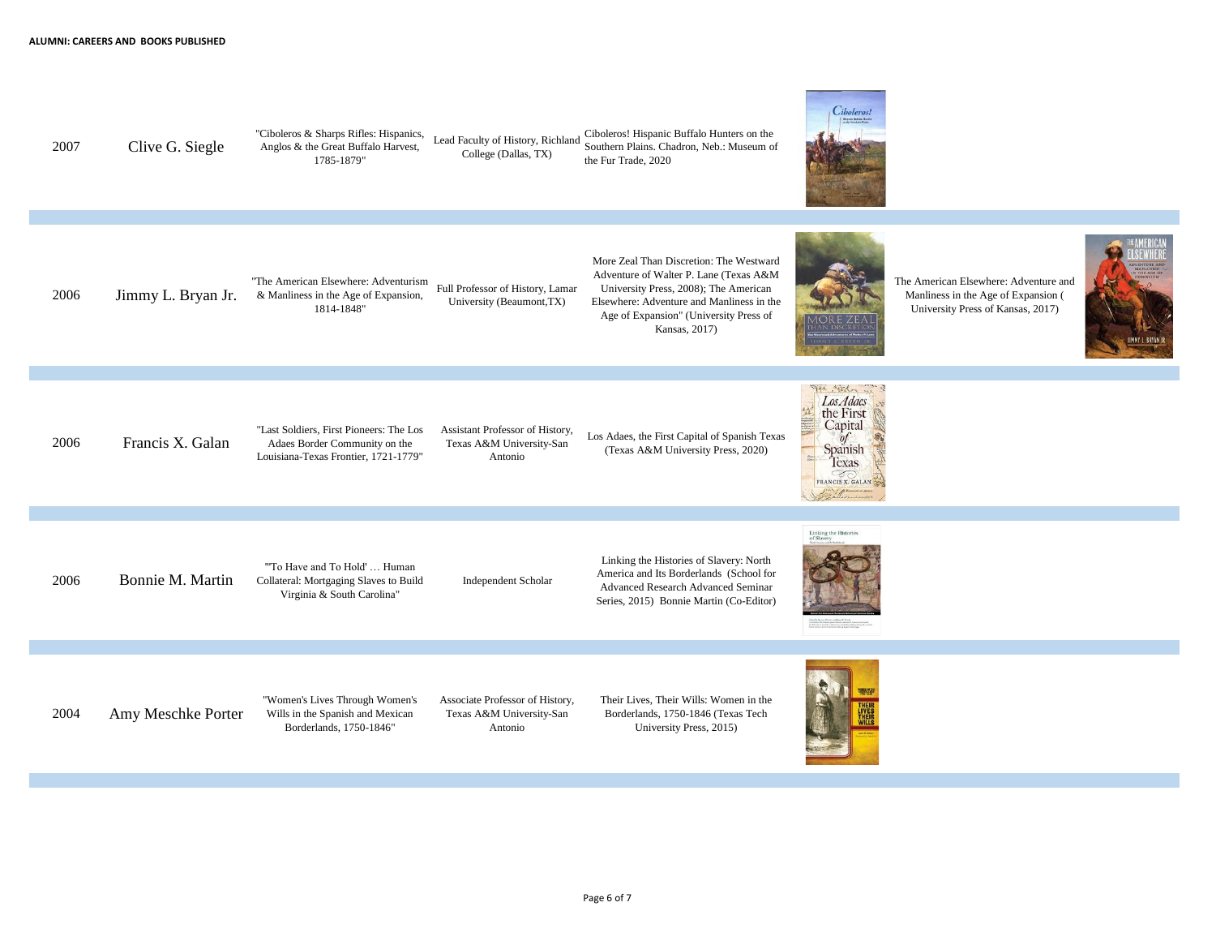**ALUMNI: CAREERS AND BOOKS PUBLISHED**

| Year | Name | Dissertation | Career | Books Published | Additional Books |
|---|---|---|---|---|---|
| 2007 | Clive G. Siegle | "Ciboleros & Sharps Rifles: Hispanics, Anglos & the Great Buffalo Harvest, 1785-1879" | Lead Faculty of History, Richland College (Dallas, TX) | Ciboleros! Hispanic Buffalo Hunters on the Southern Plains. Chadron, Neb.: Museum of the Fur Trade, 2020 | |
| 2006 | Jimmy L. Bryan Jr. | "The American Elsewhere: Adventurism & Manliness in the Age of Expansion, 1814-1848" | Full Professor of History, Lamar University (Beaumont,TX) | More Zeal Than Discretion: The Westward Adventure of Walter P. Lane (Texas A&M University Press, 2008); The American Elsewhere: Adventure and Manliness in the Age of Expansion" (University Press of Kansas, 2017) | The American Elsewhere: Adventure and Manliness in the Age of Expansion ( University Press of Kansas, 2017) |
| 2006 | Francis X. Galan | "Last Soldiers, First Pioneers: The Los Adaes Border Community on the Louisiana-Texas Frontier, 1721-1779" | Assistant Professor of History, Texas A&M University-San Antonio | Los Adaes, the First Capital of Spanish Texas (Texas A&M University Press, 2020) | |
| 2006 | Bonnie M. Martin | "'To Have and To Hold' … Human Collateral: Mortgaging Slaves to Build Virginia & South Carolina" | Independent Scholar | Linking the Histories of Slavery: North America and Its Borderlands (School for Advanced Research Advanced Seminar Series, 2015) Bonnie Martin (Co-Editor) | |
| 2004 | Amy Meschke Porter | "Women's Lives Through Women's Wills in the Spanish and Mexican Borderlands, 1750-1846" | Associate Professor of History, Texas A&M University-San Antonio | Their Lives, Their Wills: Women in the Borderlands, 1750-1846 (Texas Tech University Press, 2015) | |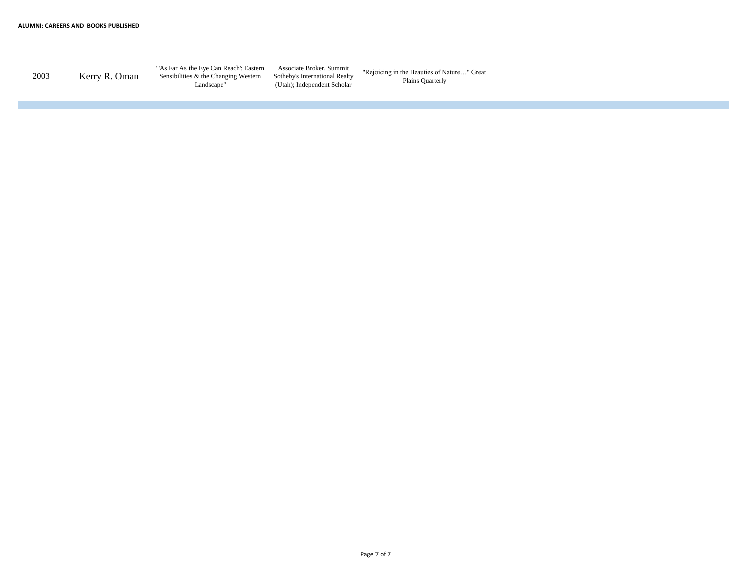**ALUMNI: CAREERS AND BOOKS PUBLISHED**

| | | | | |
|---|---|---|---|---|
| 2003 | Kerry R. Oman | "'As Far As the Eye Can Reach': Eastern Sensibilities & the Changing Western Landscape" | Associate Broker, Summit Sotheby's International Realty (Utah); Independent Scholar | "Rejoicing in the Beauties of Nature…" Great Plains Quarterly |